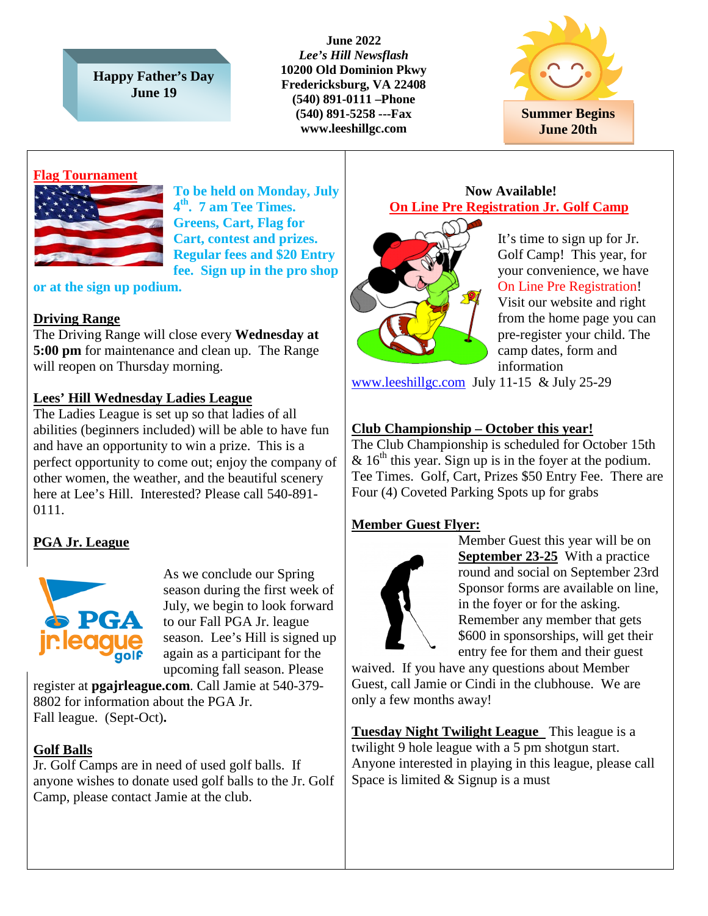**Happy Father's Day**
**June 19**

**June 2022**
***Lee's Hill Newsflash***
**10200 Old Dominion Pkwy**
**Fredericksburg, VA 22408**
**(540) 891-0111 –Phone**
**(540) 891-5258 ---Fax**
**www.leeshillgc.com**

**Summer Begins**
**June 20th**

## Flag Tournament

**To be held on Monday, July 4th. 7 am Tee Times. Greens, Cart, Flag for Cart, contest and prizes. Regular fees and $20 Entry fee. Sign up in the pro shop or at the sign up podium.**

## Driving Range

The Driving Range will close every **Wednesday at 5:00 pm** for maintenance and clean up. The Range will reopen on Thursday morning.

## Lees' Hill Wednesday Ladies League

The Ladies League is set up so that ladies of all abilities (beginners included) will be able to have fun and have an opportunity to win a prize. This is a perfect opportunity to come out; enjoy the company of other women, the weather, and the beautiful scenery here at Lee's Hill. Interested? Please call 540-891-0111.

## PGA Jr. League

As we conclude our Spring season during the first week of July, we begin to look forward to our Fall PGA Jr. league season. Lee's Hill is signed up again as a participant for the upcoming fall season. Please register at **pgajrleague.com**. Call Jamie at 540-379-8802 for information about the PGA Jr. Fall league. (Sept-Oct)**.**

## Golf Balls

Jr. Golf Camps are in need of used golf balls. If anyone wishes to donate used golf balls to the Jr. Golf Camp, please contact Jamie at the club.

**Now Available!**
**On Line Pre Registration Jr. Golf Camp**

It's time to sign up for Jr. Golf Camp! This year, for your convenience, we have On Line Pre Registration! Visit our website and right from the home page you can pre-register your child. The camp dates, form and information www.leeshillgc.com July 11-15 & July 25-29

## Club Championship – October this year!

The Club Championship is scheduled for October 15th & 16th this year. Sign up is in the foyer at the podium. Tee Times. Golf, Cart, Prizes $50 Entry Fee. There are Four (4) Coveted Parking Spots up for grabs

## Member Guest Flyer:

Member Guest this year will be on **September 23-25** With a practice round and social on September 23rd Sponsor forms are available on line, in the foyer or for the asking. Remember any member that gets $600 in sponsorships, will get their entry fee for them and their guest waived. If you have any questions about Member Guest, call Jamie or Cindi in the clubhouse. We are only a few months away!

**Tuesday Night Twilight League** This league is a twilight 9 hole league with a 5 pm shotgun start. Anyone interested in playing in this league, please call Space is limited & Signup is a must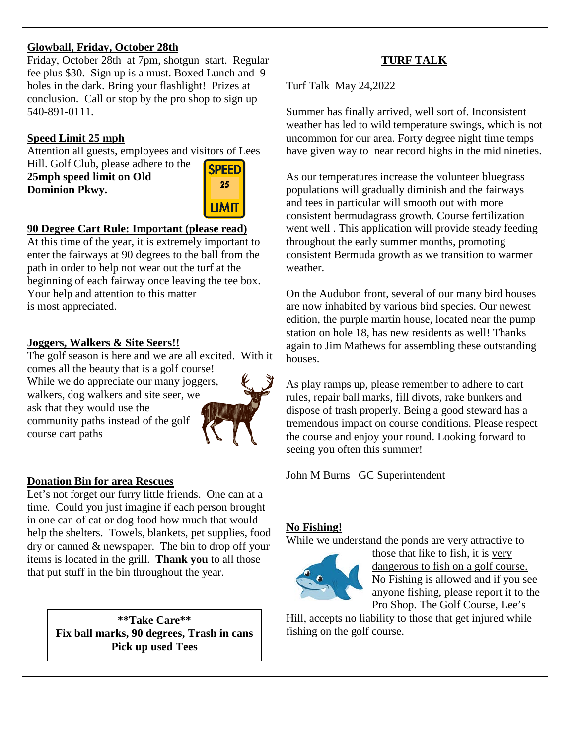**Glowball, Friday, October 28th**

Friday, October 28th at 7pm, shotgun start. Regular fee plus $30. Sign up is a must. Boxed Lunch and 9 holes in the dark. Bring your flashlight! Prizes at conclusion. Call or stop by the pro shop to sign up 540-891-0111.

**Speed Limit 25 mph**

Attention all guests, employees and visitors of Lees Hill. Golf Club, please adhere to the **25mph speed limit on Old Dominion Pkwy.**

**90 Degree Cart Rule: Important (please read)**

At this time of the year, it is extremely important to enter the fairways at 90 degrees to the ball from the path in order to help not wear out the turf at the beginning of each fairway once leaving the tee box. Your help and attention to this matter is most appreciated.

**Joggers, Walkers & Site Seers!!**

The golf season is here and we are all excited. With it comes all the beauty that is a golf course! While we do appreciate our many joggers, walkers, dog walkers and site seer, we ask that they would use the community paths instead of the golf course cart paths

**Donation Bin for area Rescues**

Let's not forget our furry little friends. One can at a time. Could you just imagine if each person brought in one can of cat or dog food how much that would help the shelters. Towels, blankets, pet supplies, food dry or canned & newspaper. The bin to drop off your items is located in the grill. **Thank you** to all those that put stuff in the bin throughout the year.

**\*\*Take Care\*\***
**Fix ball marks, 90 degrees, Trash in cans**
**Pick up used Tees**

## TURF TALK

Turf Talk May 24,2022

Summer has finally arrived, well sort of. Inconsistent weather has led to wild temperature swings, which is not uncommon for our area. Forty degree night time temps have given way to near record highs in the mid nineties.

As our temperatures increase the volunteer bluegrass populations will gradually diminish and the fairways and tees in particular will smooth out with more consistent bermudagrass growth. Course fertilization went well . This application will provide steady feeding throughout the early summer months, promoting consistent Bermuda growth as we transition to warmer weather.

On the Audubon front, several of our many bird houses are now inhabited by various bird species. Our newest edition, the purple martin house, located near the pump station on hole 18, has new residents as well! Thanks again to Jim Mathews for assembling these outstanding houses.

As play ramps up, please remember to adhere to cart rules, repair ball marks, fill divots, rake bunkers and dispose of trash properly. Being a good steward has a tremendous impact on course conditions. Please respect the course and enjoy your round. Looking forward to seeing you often this summer!

John M Burns GC Superintendent

**No Fishing!**

While we understand the ponds are very attractive to those that like to fish, it is very dangerous to fish on a golf course. No Fishing is allowed and if you see anyone fishing, please report it to the Pro Shop. The Golf Course, Lee's Hill, accepts no liability to those that get injured while fishing on the golf course.